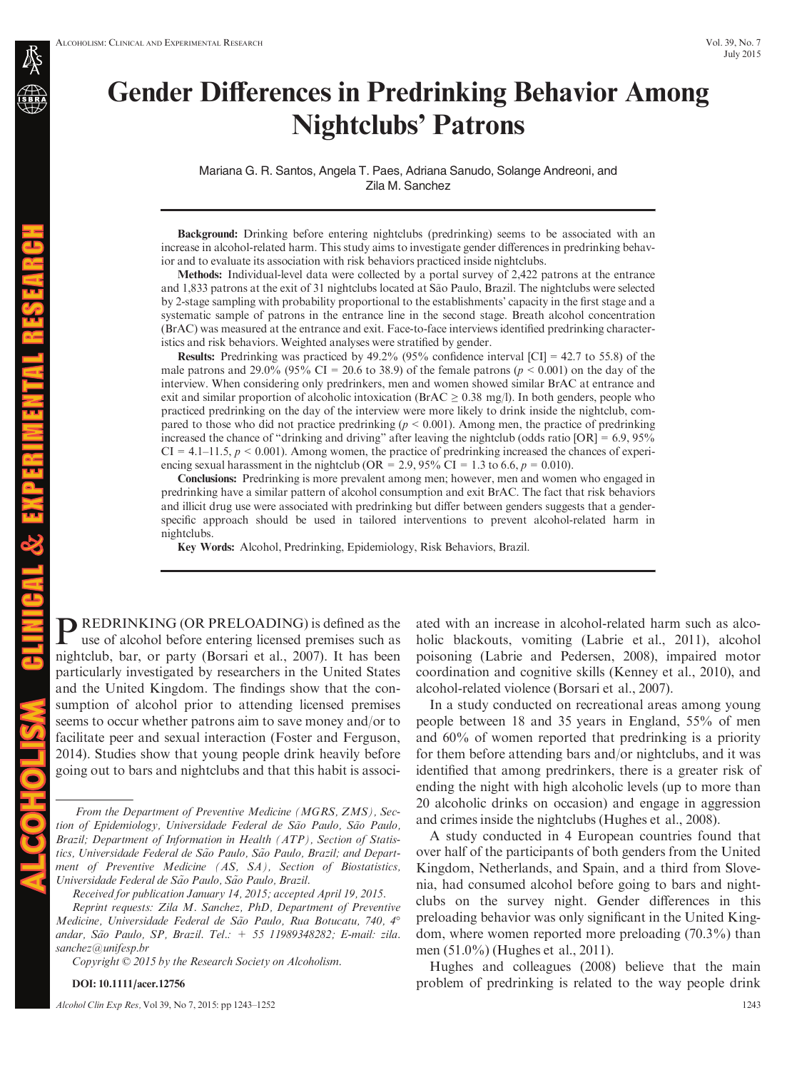# Gender Differences in Predrinking Behavior Among Nightclubs' Patrons

Mariana G. R. Santos, Angela T. Paes, Adriana Sanudo, Solange Andreoni, and Zila M. Sanchez

**Background:** Drinking before entering nightclubs (predrinking) seems to be associated with an increase in alcohol-related harm. This study aims to investigate gender differences in predrinking behavior and to evaluate its association with risk behaviors practiced inside nightclubs.

**Methods:** Individual-level data were collected by a portal survey of 2,422 patrons at the entrance and 1,833 patrons at the exit of 31 nightclubs located at São Paulo, Brazil. The nightclubs were selected by 2-stage sampling with probability proportional to the establishments' capacity in the first stage and a systematic sample of patrons in the entrance line in the second stage. Breath alcohol concentration (BrAC) was measured at the entrance and exit. Face-to-face interviews identified predrinking characteristics and risk behaviors. Weighted analyses were stratified by gender.

**Results:** Predrinking was practiced by 49.2% (95% confidence interval [CI] = 42.7 to 55.8) of the male patrons and 29.0% (95% CI = 20.6 to 38.9) of the female patrons ($p < 0.001$) on the day of the interview. When considering only predrinkers, men and women showed similar BrAC at entrance and exit and similar proportion of alcoholic intoxication (BrAC ≥ 0.38 mg/l). In both genders, people who practiced predrinking on the day of the interview were more likely to drink inside the nightclub, compared to those who did not practice predrinking ($p < 0.001$). Among men, the practice of predrinking increased the chance of "drinking and driving" after leaving the nightclub (odds ratio [OR] = 6.9, 95% CI = 4.1–11.5, $p < 0.001$). Among women, the practice of predrinking increased the chances of experiencing sexual harassment in the nightclub (OR = 2.9, 95% CI = 1.3 to 6.6, $p = 0.010$).

**Conclusions:** Predrinking is more prevalent among men; however, men and women who engaged in predrinking have a similar pattern of alcohol consumption and exit BrAC. The fact that risk behaviors and illicit drug use were associated with predrinking but differ between genders suggests that a gender-specific approach should be used in tailored interventions to prevent alcohol-related harm in nightclubs.

**Key Words:** Alcohol, Predrinking, Epidemiology, Risk Behaviors, Brazil.

PREDRINKING (OR PRELOADING) is defined as the use of alcohol before entering licensed premises such as nightclub, bar, or party (Borsari et al., 2007). It has been particularly investigated by researchers in the United States and the United Kingdom. The findings show that the consumption of alcohol prior to attending licensed premises seems to occur whether patrons aim to save money and/or to facilitate peer and sexual interaction (Foster and Ferguson, 2014). Studies show that young people drink heavily before going out to bars and nightclubs and that this habit is associated with an increase in alcohol-related harm such as alcoholic blackouts, vomiting (Labrie et al., 2011), alcohol poisoning (Labrie and Pedersen, 2008), impaired motor coordination and cognitive skills (Kenney et al., 2010), and alcohol-related violence (Borsari et al., 2007).

In a study conducted on recreational areas among young people between 18 and 35 years in England, 55% of men and 60% of women reported that predrinking is a priority for them before attending bars and/or nightclubs, and it was identified that among predrinkers, there is a greater risk of ending the night with high alcoholic levels (up to more than 20 alcoholic drinks on occasion) and engage in aggression and crimes inside the nightclubs (Hughes et al., 2008).

A study conducted in 4 European countries found that over half of the participants of both genders from the United Kingdom, Netherlands, and Spain, and a third from Slovenia, had consumed alcohol before going to bars and nightclubs on the survey night. Gender differences in this preloading behavior was only significant in the United Kingdom, where women reported more preloading (70.3%) than men (51.0%) (Hughes et al., 2011).

Hughes and colleagues (2008) believe that the main problem of predrinking is related to the way people drink

---

*From the Department of Preventive Medicine (MGRS, ZMS), Section of Epidemiology, Universidade Federal de São Paulo, São Paulo, Brazil; Department of Information in Health (ATP), Section of Statistics, Universidade Federal de São Paulo, São Paulo, Brazil; and Department of Preventive Medicine (AS, SA), Section of Biostatistics, Universidade Federal de São Paulo, São Paulo, Brazil.*

*Received for publication January 14, 2015; accepted April 19, 2015.*

*Reprint requests: Zila M. Sanchez, PhD, Department of Preventive Medicine, Universidade Federal de São Paulo, Rua Botucatu, 740, 4° andar, São Paulo, SP, Brazil. Tel.: + 55 11989348282; E-mail: zila.sanchez@unifesp.br*

*Copyright © 2015 by the Research Society on Alcoholism.*

**DOI: 10.1111/acer.12756**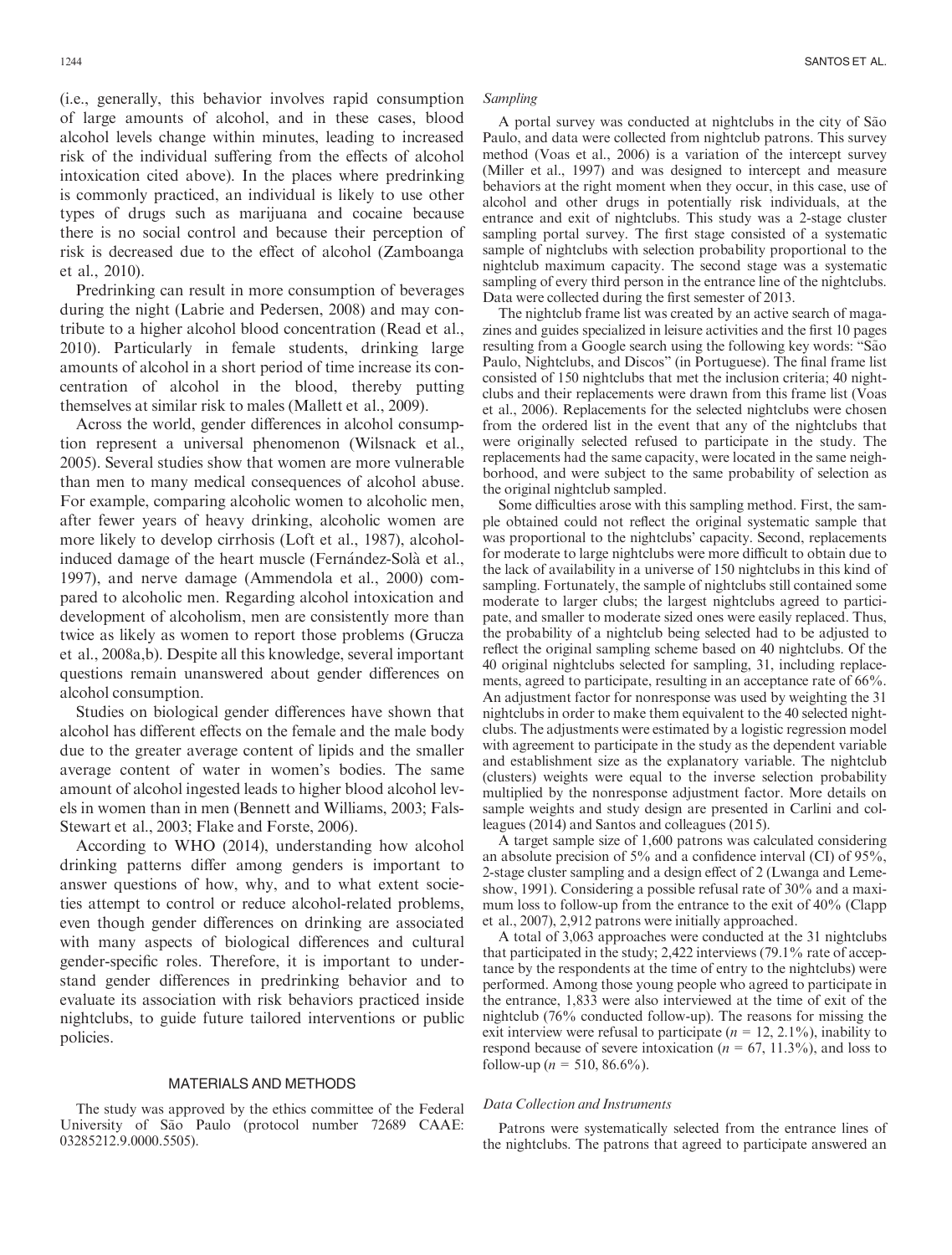(i.e., generally, this behavior involves rapid consumption of large amounts of alcohol, and in these cases, blood alcohol levels change within minutes, leading to increased risk of the individual suffering from the effects of alcohol intoxication cited above). In the places where predrinking is commonly practiced, an individual is likely to use other types of drugs such as marijuana and cocaine because there is no social control and because their perception of risk is decreased due to the effect of alcohol (Zamboanga et al., 2010).

Predrinking can result in more consumption of beverages during the night (Labrie and Pedersen, 2008) and may contribute to a higher alcohol blood concentration (Read et al., 2010). Particularly in female students, drinking large amounts of alcohol in a short period of time increase its concentration of alcohol in the blood, thereby putting themselves at similar risk to males (Mallett et al., 2009).

Across the world, gender differences in alcohol consumption represent a universal phenomenon (Wilsnack et al., 2005). Several studies show that women are more vulnerable than men to many medical consequences of alcohol abuse. For example, comparing alcoholic women to alcoholic men, after fewer years of heavy drinking, alcoholic women are more likely to develop cirrhosis (Loft et al., 1987), alcohol-induced damage of the heart muscle (Fernández-Solà et al., 1997), and nerve damage (Ammendola et al., 2000) compared to alcoholic men. Regarding alcohol intoxication and development of alcoholism, men are consistently more than twice as likely as women to report those problems (Grucza et al., 2008a,b). Despite all this knowledge, several important questions remain unanswered about gender differences on alcohol consumption.

Studies on biological gender differences have shown that alcohol has different effects on the female and the male body due to the greater average content of lipids and the smaller average content of water in women's bodies. The same amount of alcohol ingested leads to higher blood alcohol levels in women than in men (Bennett and Williams, 2003; Fals-Stewart et al., 2003; Flake and Forste, 2006).

According to WHO (2014), understanding how alcohol drinking patterns differ among genders is important to answer questions of how, why, and to what extent societies attempt to control or reduce alcohol-related problems, even though gender differences on drinking are associated with many aspects of biological differences and cultural gender-specific roles. Therefore, it is important to understand gender differences in predrinking behavior and to evaluate its association with risk behaviors practiced inside nightclubs, to guide future tailored interventions or public policies.

## MATERIALS AND METHODS

The study was approved by the ethics committee of the Federal University of São Paulo (protocol number 72689 CAAE: 03285212.9.0000.5505).

### *Sampling*

A portal survey was conducted at nightclubs in the city of São Paulo, and data were collected from nightclub patrons. This survey method (Voas et al., 2006) is a variation of the intercept survey (Miller et al., 1997) and was designed to intercept and measure behaviors at the right moment when they occur, in this case, use of alcohol and other drugs in potentially risk individuals, at the entrance and exit of nightclubs. This study was a 2-stage cluster sampling portal survey. The first stage consisted of a systematic sample of nightclubs with selection probability proportional to the nightclub maximum capacity. The second stage was a systematic sampling of every third person in the entrance line of the nightclubs. Data were collected during the first semester of 2013.

The nightclub frame list was created by an active search of magazines and guides specialized in leisure activities and the first 10 pages resulting from a Google search using the following key words: "São Paulo, Nightclubs, and Discos" (in Portuguese). The final frame list consisted of 150 nightclubs that met the inclusion criteria; 40 nightclubs and their replacements were drawn from this frame list (Voas et al., 2006). Replacements for the selected nightclubs were chosen from the ordered list in the event that any of the nightclubs that were originally selected refused to participate in the study. The replacements had the same capacity, were located in the same neighborhood, and were subject to the same probability of selection as the original nightclub sampled.

Some difficulties arose with this sampling method. First, the sample obtained could not reflect the original systematic sample that was proportional to the nightclubs' capacity. Second, replacements for moderate to large nightclubs were more difficult to obtain due to the lack of availability in a universe of 150 nightclubs in this kind of sampling. Fortunately, the sample of nightclubs still contained some moderate to larger clubs; the largest nightclubs agreed to participate, and smaller to moderate sized ones were easily replaced. Thus, the probability of a nightclub being selected had to be adjusted to reflect the original sampling scheme based on 40 nightclubs. Of the 40 original nightclubs selected for sampling, 31, including replacements, agreed to participate, resulting in an acceptance rate of 66%. An adjustment factor for nonresponse was used by weighting the 31 nightclubs in order to make them equivalent to the 40 selected nightclubs. The adjustments were estimated by a logistic regression model with agreement to participate in the study as the dependent variable and establishment size as the explanatory variable. The nightclub (clusters) weights were equal to the inverse selection probability multiplied by the nonresponse adjustment factor. More details on sample weights and study design are presented in Carlini and colleagues (2014) and Santos and colleagues (2015).

A target sample size of 1,600 patrons was calculated considering an absolute precision of 5% and a confidence interval (CI) of 95%, 2-stage cluster sampling and a design effect of 2 (Lwanga and Lemeshow, 1991). Considering a possible refusal rate of 30% and a maximum loss to follow-up from the entrance to the exit of 40% (Clapp et al., 2007), 2,912 patrons were initially approached.

A total of 3,063 approaches were conducted at the 31 nightclubs that participated in the study; 2,422 interviews (79.1% rate of acceptance by the respondents at the time of entry to the nightclubs) were performed. Among those young people who agreed to participate in the entrance, 1,833 were also interviewed at the time of exit of the nightclub (76% conducted follow-up). The reasons for missing the exit interview were refusal to participate ($n$ = 12, 2.1%), inability to respond because of severe intoxication ($n$ = 67, 11.3%), and loss to follow-up ($n$ = 510, 86.6%).

### *Data Collection and Instruments*

Patrons were systematically selected from the entrance lines of the nightclubs. The patrons that agreed to participate answered an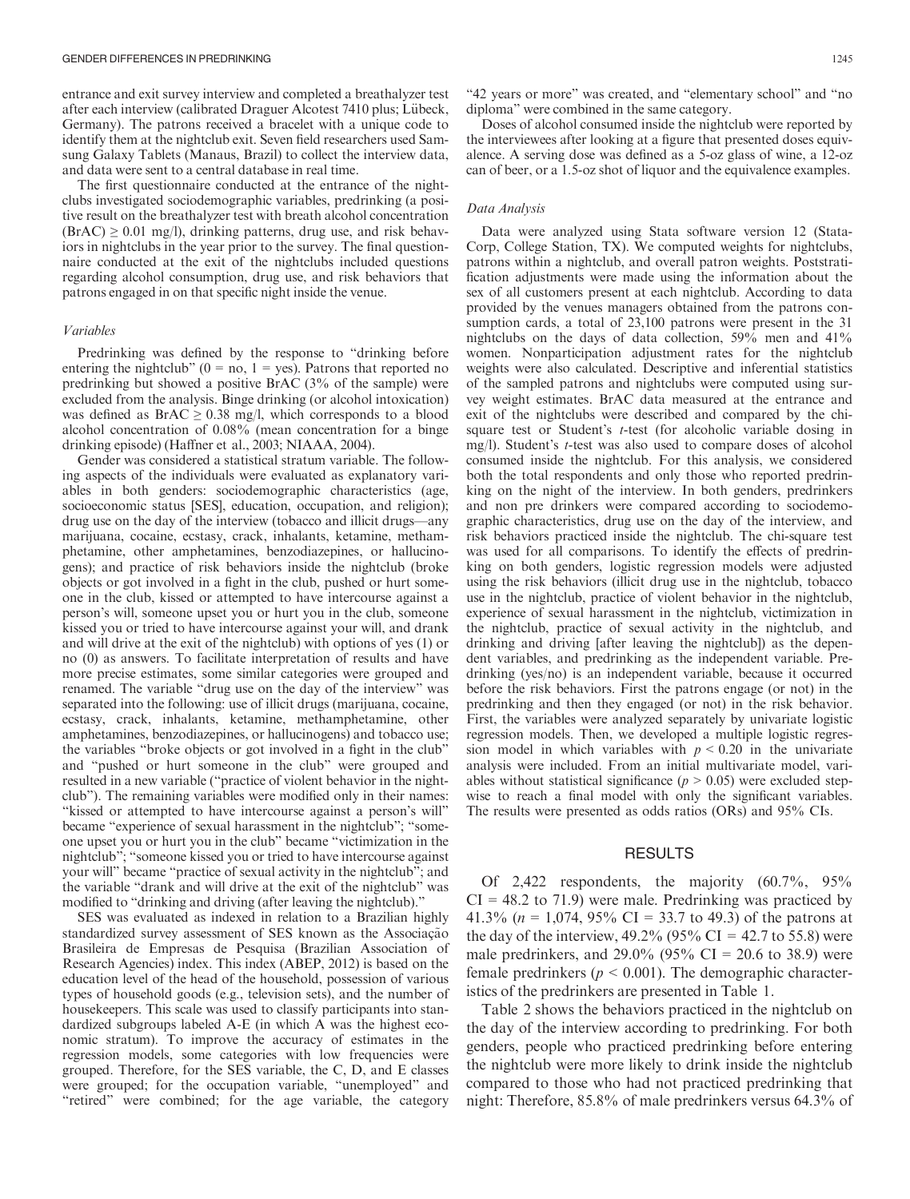entrance and exit survey interview and completed a breathalyzer test after each interview (calibrated Draguer Alcotest 7410 plus; Lübeck, Germany). The patrons received a bracelet with a unique code to identify them at the nightclub exit. Seven field researchers used Samsung Galaxy Tablets (Manaus, Brazil) to collect the interview data, and data were sent to a central database in real time.

The first questionnaire conducted at the entrance of the nightclubs investigated sociodemographic variables, predrinking (a positive result on the breathalyzer test with breath alcohol concentration (BrAC) $\geq$ 0.01 mg/l), drinking patterns, drug use, and risk behaviors in nightclubs in the year prior to the survey. The final questionnaire conducted at the exit of the nightclubs included questions regarding alcohol consumption, drug use, and risk behaviors that patrons engaged in on that specific night inside the venue.

### *Variables*

Predrinking was defined by the response to "drinking before entering the nightclub" (0 = no, 1 = yes). Patrons that reported no predrinking but showed a positive BrAC (3% of the sample) were excluded from the analysis. Binge drinking (or alcohol intoxication) was defined as BrAC $\geq$ 0.38 mg/l, which corresponds to a blood alcohol concentration of 0.08% (mean concentration for a binge drinking episode) (Haffner et al., 2003; NIAAA, 2004).

Gender was considered a statistical stratum variable. The following aspects of the individuals were evaluated as explanatory variables in both genders: sociodemographic characteristics (age, socioeconomic status [SES], education, occupation, and religion); drug use on the day of the interview (tobacco and illicit drugs—any marijuana, cocaine, ecstasy, crack, inhalants, ketamine, methamphetamine, other amphetamines, benzodiazepines, or hallucinogens); and practice of risk behaviors inside the nightclub (broke objects or got involved in a fight in the club, pushed or hurt someone in the club, kissed or attempted to have intercourse against a person's will, someone upset you or hurt you in the club, someone kissed you or tried to have intercourse against your will, and drank and will drive at the exit of the nightclub) with options of yes (1) or no (0) as answers. To facilitate interpretation of results and have more precise estimates, some similar categories were grouped and renamed. The variable "drug use on the day of the interview" was separated into the following: use of illicit drugs (marijuana, cocaine, ecstasy, crack, inhalants, ketamine, methamphetamine, other amphetamines, benzodiazepines, or hallucinogens) and tobacco use; the variables "broke objects or got involved in a fight in the club" and "pushed or hurt someone in the club" were grouped and resulted in a new variable ("practice of violent behavior in the nightclub"). The remaining variables were modified only in their names: "kissed or attempted to have intercourse against a person's will" became "experience of sexual harassment in the nightclub"; "someone upset you or hurt you in the club" became "victimization in the nightclub"; "someone kissed you or tried to have intercourse against your will" became "practice of sexual activity in the nightclub"; and the variable "drank and will drive at the exit of the nightclub" was modified to "drinking and driving (after leaving the nightclub)."

SES was evaluated as indexed in relation to a Brazilian highly standardized survey assessment of SES known as the Associação Brasileira de Empresas de Pesquisa (Brazilian Association of Research Agencies) index. This index (ABEP, 2012) is based on the education level of the head of the household, possession of various types of household goods (e.g., television sets), and the number of housekeepers. This scale was used to classify participants into standardized subgroups labeled A-E (in which A was the highest economic stratum). To improve the accuracy of estimates in the regression models, some categories with low frequencies were grouped. Therefore, for the SES variable, the C, D, and E classes were grouped; for the occupation variable, "unemployed" and "retired" were combined; for the age variable, the category "42 years or more" was created, and "elementary school" and "no diploma" were combined in the same category.

Doses of alcohol consumed inside the nightclub were reported by the interviewees after looking at a figure that presented doses equivalence. A serving dose was defined as a 5-oz glass of wine, a 12-oz can of beer, or a 1.5-oz shot of liquor and the equivalence examples.

### *Data Analysis*

Data were analyzed using Stata software version 12 (StataCorp, College Station, TX). We computed weights for nightclubs, patrons within a nightclub, and overall patron weights. Poststratification adjustments were made using the information about the sex of all customers present at each nightclub. According to data provided by the venues managers obtained from the patrons consumption cards, a total of 23,100 patrons were present in the 31 nightclubs on the days of data collection, 59% men and 41% women. Nonparticipation adjustment rates for the nightclub weights were also calculated. Descriptive and inferential statistics of the sampled patrons and nightclubs were computed using survey weight estimates. BrAC data measured at the entrance and exit of the nightclubs were described and compared by the chi-square test or Student's *t*-test (for alcoholic variable dosing in mg/l). Student's *t*-test was also used to compare doses of alcohol consumed inside the nightclub. For this analysis, we considered both the total respondents and only those who reported predrinking on the night of the interview. In both genders, predrinkers and non pre drinkers were compared according to sociodemographic characteristics, drug use on the day of the interview, and risk behaviors practiced inside the nightclub. The chi-square test was used for all comparisons. To identify the effects of predrinking on both genders, logistic regression models were adjusted using the risk behaviors (illicit drug use in the nightclub, tobacco use in the nightclub, practice of violent behavior in the nightclub, experience of sexual harassment in the nightclub, victimization in the nightclub, practice of sexual activity in the nightclub, and drinking and driving [after leaving the nightclub]) as the dependent variables, and predrinking as the independent variable. Predrinking (yes/no) is an independent variable, because it occurred before the risk behaviors. First the patrons engage (or not) in the predrinking and then they engaged (or not) in the risk behavior. First, the variables were analyzed separately by univariate logistic regression models. Then, we developed a multiple logistic regression model in which variables with $p < 0.20$ in the univariate analysis were included. From an initial multivariate model, variables without statistical significance ($p > 0.05$) were excluded stepwise to reach a final model with only the significant variables. The results were presented as odds ratios (ORs) and 95% CIs.

## RESULTS

Of 2,422 respondents, the majority (60.7%, 95% CI = 48.2 to 71.9) were male. Predrinking was practiced by 41.3% ($n$ = 1,074, 95% CI = 33.7 to 49.3) of the patrons at the day of the interview, 49.2% (95% CI = 42.7 to 55.8) were male predrinkers, and 29.0% (95% CI = 20.6 to 38.9) were female predrinkers ($p < 0.001$). The demographic characteristics of the predrinkers are presented in Table 1.

Table 2 shows the behaviors practiced in the nightclub on the day of the interview according to predrinking. For both genders, people who practiced predrinking before entering the nightclub were more likely to drink inside the nightclub compared to those who had not practiced predrinking that night: Therefore, 85.8% of male predrinkers versus 64.3% of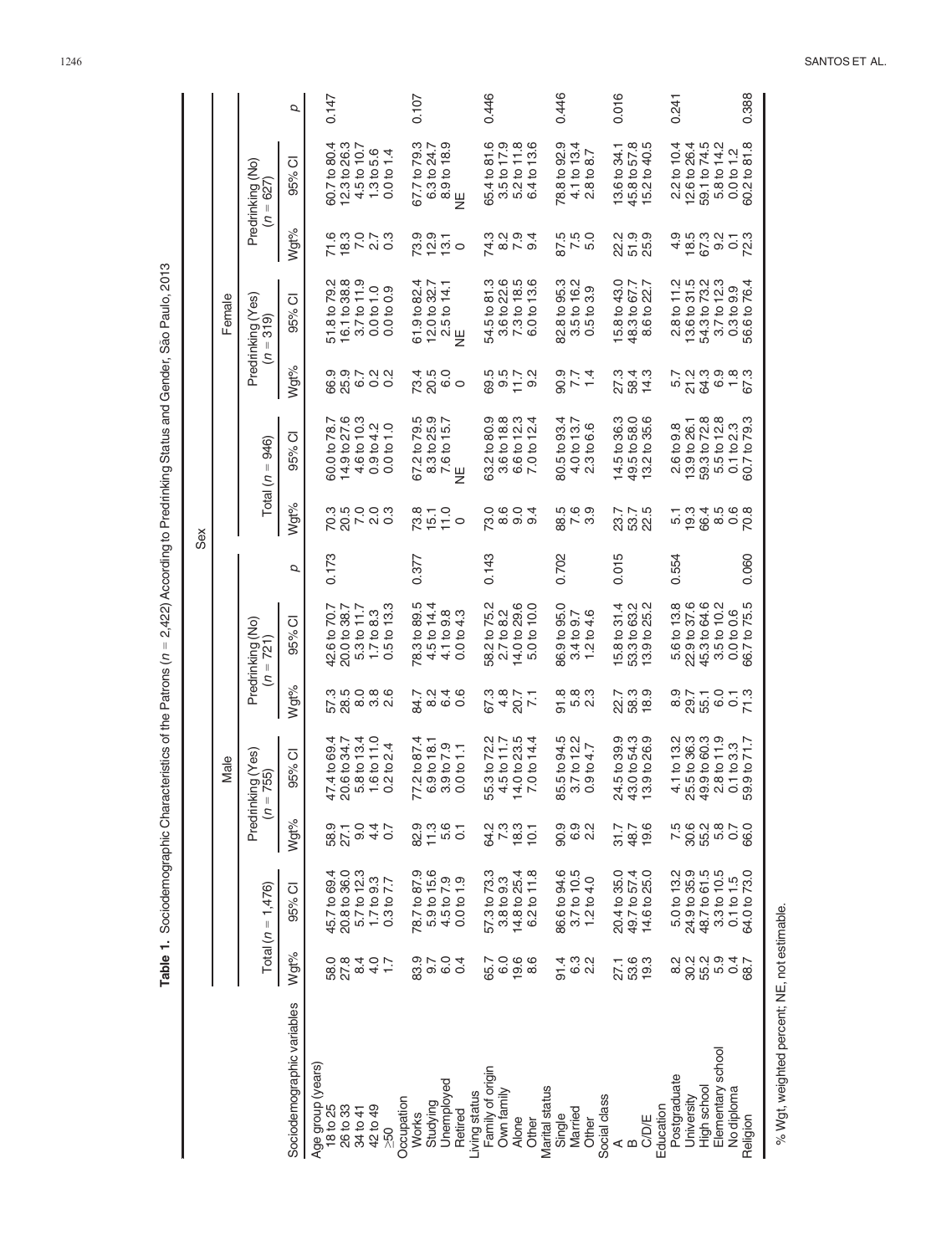**Table 1.** Sociodemographic Characteristics of the Patrons ($n$ = 2,422) According to Predrinking Status and Gender, São Paulo, 2013

| | Sex | | | | | | | | | | | | | | | | |
|---|---|---|---|---|---|---|---|---|---|---|---|---|---|---|---|---|---|
| | Male | | | | | | | | Female | | | | | | | | |
| | Total ($n$ = 1,476) | | Predrinking (Yes) ($n$ = 755) | | Predrinking (No) ($n$ = 721) | | | | Total ($n$ = 946) | | Predrinking (Yes) ($n$ = 319) | | Predrinking (No) ($n$ = 627) | | | | |
| Sociodemographic variables | Wgt% | 95% CI | Wgt% | 95% CI | Wgt% | 95% CI | $p$ | | Wgt% | 95% CI | Wgt% | 95% CI | Wgt% | 95% CI | $p$ | | |
| Age group (years) | | | | | | | 0.173 | | | | | | | | 0.147 | | |
| 18 to 25 | 58.0 | 45.7 to 69.4 | 58.9 | 47.4 to 69.4 | 57.3 | 42.6 to 70.7 | | | 70.3 | 60.0 to 78.7 | 66.9 | 51.8 to 79.2 | 71.6 | 60.7 to 80.4 | | | |
| 26 to 33 | 27.8 | 20.8 to 36.0 | 27.1 | 20.6 to 34.7 | 28.5 | 20.0 to 38.7 | | | 20.5 | 14.9 to 27.6 | 25.9 | 16.1 to 38.8 | 18.3 | 12.3 to 26.3 | | | |
| 34 to 41 | 8.4 | 5.7 to 12.3 | 9.0 | 5.8 to 13.4 | 8.0 | 5.3 to 11.7 | | | 7.0 | 4.6 to 10.3 | 6.7 | 3.7 to 11.9 | 7.0 | 4.5 to 10.7 | | | |
| 42 to 49 | 4.0 | 1.7 to 9.3 | 4.4 | 1.6 to 11.0 | 3.8 | 1.7 to 8.3 | | | 2.0 | 0.9 to 4.2 | 0.2 | 0.0 to 1.0 | 2.7 | 1.3 to 5.6 | | | |
| ≥50 | 1.7 | 0.3 to 7.7 | 0.7 | 0.2 to 2.4 | 2.6 | 0.5 to 13.3 | | | 0.3 | 0.0 to 1.0 | 0.2 | 0.0 to 0.9 | 0.3 | 0.0 to 1.4 | | | |
| Occupation | | | | | | | 0.377 | | | | | | | | 0.107 | | |
| Works | 83.9 | 78.7 to 87.9 | 82.9 | 77.2 to 87.4 | 84.7 | 78.3 to 89.5 | | | 73.8 | 67.2 to 79.5 | 73.4 | 61.9 to 82.4 | 73.9 | 67.7 to 79.3 | | | |
| Studying | 9.7 | 5.9 to 15.6 | 11.3 | 6.9 to 18.1 | 8.2 | 4.5 to 14.4 | | | 15.1 | 8.3 to 25.9 | 20.5 | 12.0 to 32.7 | 12.9 | 6.3 to 24.7 | | | |
| Unemployed | 6.0 | 4.5 to 7.9 | 5.6 | 3.9 to 7.9 | 6.4 | 4.1 to 9.8 | | | 11.0 | 7.6 to 15.7 | 6.0 | 2.5 to 14.1 | 13.1 | 8.9 to 18.9 | | | |
| Retired | 0.4 | 0.0 to 1.9 | 0.1 | 0.0 to 1.1 | 0.6 | 0.0 to 4.3 | | | 0 | NE | 0 | NE | 0 | NE | | | |
| Living status | | | | | | | 0.143 | | | | | | | | 0.446 | | |
| Family of origin | 65.7 | 57.3 to 73.3 | 64.2 | 55.3 to 72.2 | 67.3 | 58.2 to 75.2 | | | 73.0 | 63.2 to 80.9 | 69.5 | 54.5 to 81.3 | 74.3 | 65.4 to 81.6 | | | |
| Own family | 6.0 | 3.8 to 9.3 | 7.3 | 4.5 to 11.7 | 4.8 | 2.7 to 8.2 | | | 8.6 | 3.6 to 18.8 | 9.5 | 3.6 to 22.6 | 8.2 | 3.5 to 17.9 | | | |
| Alone | 19.6 | 14.8 to 25.4 | 18.3 | 14.0 to 23.5 | 20.7 | 14.0 to 29.6 | | | 9.0 | 6.6 to 12.3 | 11.7 | 7.3 to 18.5 | 7.9 | 5.2 to 11.8 | | | |
| Other | 8.6 | 6.2 to 11.8 | 10.1 | 7.0 to 14.4 | 7.1 | 5.0 to 10.0 | | | 9.4 | 7.0 to 12.4 | 9.2 | 6.0 to 13.6 | 9.4 | 6.4 to 13.6 | | | |
| Marital status | | | | | | | 0.702 | | | | | | | | 0.446 | | |
| Single | 91.4 | 86.6 to 94.6 | 90.9 | 85.5 to 94.5 | 91.8 | 86.9 to 95.0 | | | 88.5 | 80.5 to 93.4 | 90.9 | 82.8 to 95.3 | 87.5 | 78.8 to 92.9 | | | |
| Married | 6.3 | 3.7 to 10.5 | 6.9 | 3.7 to 12.2 | 5.8 | 3.4 to 9.7 | | | 7.6 | 4.0 to 13.7 | 7.7 | 3.5 to 16.2 | 7.5 | 4.1 to 13.4 | | | |
| Other | 2.2 | 1.2 to 4.0 | 2.2 | 0.9 to 4.7 | 2.3 | 1.2 to 4.6 | | | 3.9 | 2.3 to 6.6 | 1.4 | 0.5 to 3.9 | 5.0 | 2.8 to 8.7 | | | |
| Social class | | | | | | | 0.015 | | | | | | | | 0.016 | | |
| A | 27.1 | 20.4 to 35.0 | 31.7 | 24.5 to 39.9 | 22.7 | 15.8 to 31.4 | | | 23.7 | 14.5 to 36.3 | 27.3 | 15.8 to 43.0 | 22.2 | 13.6 to 34.1 | | | |
| B | 53.6 | 49.7 to 57.4 | 48.7 | 43.0 to 54.3 | 58.3 | 53.3 to 63.2 | | | 53.7 | 49.5 to 58.0 | 58.4 | 48.3 to 67.7 | 51.9 | 45.8 to 57.8 | | | |
| C/D/E | 19.3 | 14.6 to 25.0 | 19.6 | 13.9 to 26.9 | 18.9 | 13.9 to 25.2 | | | 22.5 | 13.2 to 35.6 | 14.3 | 8.6 to 22.7 | 25.9 | 15.2 to 40.5 | | | |
| Education | | | | | | | 0.554 | | | | | | | | 0.241 | | |
| Postgraduate | 8.2 | 5.0 to 13.2 | 7.5 | 4.1 to 13.2 | 8.9 | 5.6 to 13.8 | | | 5.1 | 2.6 to 9.8 | 5.7 | 2.8 to 11.2 | 4.9 | 2.2 to 10.4 | | | |
| University | 30.2 | 24.9 to 35.9 | 30.6 | 25.5 to 36.3 | 29.7 | 22.9 to 37.6 | | | 19.3 | 13.9 to 26.1 | 21.2 | 13.6 to 31.5 | 18.5 | 12.6 to 26.4 | | | |
| High school | 55.2 | 48.7 to 61.5 | 55.2 | 49.9 to 60.3 | 55.1 | 45.3 to 64.6 | | | 66.4 | 59.3 to 72.8 | 64.3 | 54.3 to 73.2 | 67.3 | 59.1 to 74.5 | | | |
| Elementary school | 5.9 | 3.3 to 10.5 | 5.8 | 2.8 to 11.9 | 6.0 | 3.5 to 10.2 | | | 8.5 | 5.5 to 12.8 | 6.9 | 3.7 to 12.3 | 9.2 | 5.8 to 14.2 | | | |
| No diploma | 0.4 | 0.1 to 1.5 | 0.7 | 0.1 to 3.3 | 0.1 | 0.0 to 0.6 | | | 0.6 | 0.1 to 2.3 | 1.8 | 0.3 to 9.9 | 0.1 | 0.0 to 1.2 | | | |
| Religion | 68.7 | 64.0 to 73.0 | 66.0 | 59.9 to 71.7 | 71.3 | 66.7 to 75.5 | 0.060 | | 70.8 | 60.7 to 79.3 | 67.3 | 56.6 to 76.4 | 72.3 | 60.2 to 81.8 | 0.388 | | |

% Wgt, weighted percent; NE, not estimable.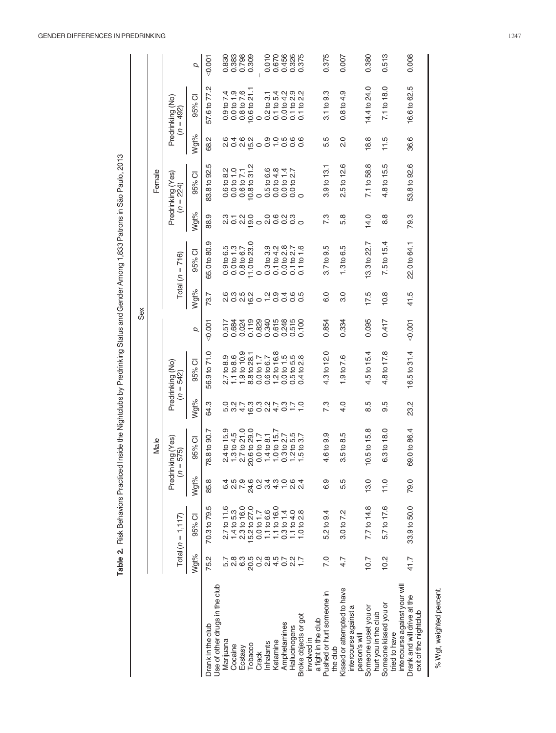**Table 2.** Risk Behaviors Practiced Inside the Nightclubs by Predrinking Status and Gender Among 1,833 Patrons in São Paulo, 2013

| | Sex | | | | | | | | | | | | | | |
|---|---|---|---|---|---|---|---|---|---|---|---|---|---|---|---|
| | Male | | | | | | | Female | | | | | | | |
| | Total ($n$ = 1,117) | | Predrinking (Yes) ($n$ = 575) | | Predrinking (No) ($n$ = 542) | | | Total ($n$ = 716) | | Predrinking (Yes) ($n$ = 224) | | Predrinking (No) ($n$ = 492) | | | |
| | Wgt% | 95% CI | Wgt% | 95% CI | Wgt% | 95% CI | $p$ | Wgt% | 95% CI | Wgt% | 95% CI | Wgt% | 95% CI | $p$ | |
| Drank in the club | 75.2 | 70.3 to 79.5 | 85.8 | 78.8 to 90.7 | 64.3 | 56.9 to 71.0 | <0.001 | 73.7 | 65.0 to 80.9 | 88.9 | 83.8 to 92.5 | 68.2 | 57.6 to 77.2 | <0.001 | |
| Use of other drugs in the club | | | | | | | | | | | | | | | |
| Marijuana | 5.7 | 2.7 to 11.6 | 6.4 | 2.4 to 15.9 | 5.0 | 2.7 to 8.9 | 0.517 | 2.6 | 0.9 to 6.5 | 2.3 | 0.6 to 8.2 | 2.6 | 0.9 to 7.4 | 0.830 | |
| Cocaine | 2.8 | 1.4 to 5.3 | 2.5 | 1.3 to 4.5 | 3.2 | 1.1 to 8.6 | 0.684 | 0.3 | 0.0 to 1.3 | 0.1 | 0.0 to 1.0 | 0.4 | 0.0 to 1.9 | 0.383 | |
| Ecstasy | 6.3 | 2.3 to 16.0 | 7.9 | 2.7 to 21.0 | 4.7 | 1.9 to 10.9 | 0.024 | 2.5 | 0.8 to 6.7 | 2.2 | 0.6 to 7.1 | 2.6 | 0.8 to 7.6 | 0.798 | |
| Tobacco | 20.5 | 15.2 to 27.0 | 24.6 | 20.6 to 29.0 | 16.3 | 8.8 to 28.1 | 0.119 | 16.2 | 11.0 to 23.0 | 19.0 | 10.8 to 31.2 | 15.2 | 10.6 to 21.1 | 0.309 | |
| Crack | 0.2 | 0.0 to 1.7 | 0.2 | 0.0 to 1.7 | 0.3 | 0.0 to 1.7 | 0.829 | 0 | 0 | 0 | 0 | 0 | 0 | — | |
| Inhalants | 2.8 | 1.1 to 6.6 | 3.4 | 1.4 to 8.1 | 2.2 | 0.6 to 6.7 | 0.340 | 1.2 | 0.3 to 3.9 | 2.0 | 0.5 to 6.6 | 0.9 | 0.2 to 3.1 | 0.010 | |
| Ketamine | 4.5 | 1.1 to 16.0 | 4.3 | 1.0 to 15.7 | 4.7 | 1.2 to 16.8 | 0.615 | 0.9 | 0.1 to 4.2 | 0.6 | 0.0 to 4.8 | 1.0 | 0.1 to 5.4 | 0.670 | |
| Amphetamines | 0.7 | 0.3 to 1.4 | 1.0 | 0.3 to 2.7 | 0.3 | 0.0 to 1.5 | 0.248 | 0.4 | 0.0 to 2.8 | 0.2 | 0.0 to 1.4 | 0.5 | 0.0 to 4.2 | 0.456 | |
| Hallucinogens | 2.2 | 1.1 to 4.0 | 2.6 | 1.2 to 5.5 | 1.7 | 0.5 to 5.5 | 0.515 | 0.6 | 0.1 to 2.7 | 0.3 | 0.0 to 2.7 | 0.6 | 0.1 to 2.9 | 0.326 | |
| Broke objects or got involved in a fight in the club | 1.7 | 1.0 to 2.8 | 2.4 | 1.5 to 3.7 | 1.0 | 0.4 to 2.8 | 0.100 | 0.5 | 0.1 to 1.6 | 0 | 0 | 0.6 | 0.1 to 2.2 | 0.375 | |
| Pushed or hurt someone in the club | 7.0 | 5.2 to 9.4 | 6.9 | 4.6 to 9.9 | 7.3 | 4.3 to 12.0 | 0.854 | 6.0 | 3.7 to 9.5 | 7.3 | 3.9 to 13.1 | 5.5 | 3.1 to 9.3 | 0.375 | |
| Kissed or attempted to have intercourse against a person's will | 4.7 | 3.0 to 7.2 | 5.5 | 3.5 to 8.5 | 4.0 | 1.9 to 7.6 | 0.334 | 3.0 | 1.3 to 6.5 | 5.8 | 2.5 to 12.6 | 2.0 | 0.8 to 4.9 | 0.007 | |
| Someone upset you or hurt you in the club | 10.7 | 7.7 to 14.8 | 13.0 | 10.5 to 15.8 | 8.5 | 4.5 to 15.4 | 0.095 | 17.5 | 13.3 to 22.7 | 14.0 | 7.1 to 58.8 | 18.8 | 14.4 to 24.0 | 0.380 | |
| Someone kissed you or tried to have intercourse against your will | 10.2 | 5.7 to 17.6 | 11.0 | 6.3 to 18.0 | 9.5 | 4.8 to 17.8 | 0.417 | 10.8 | 7.5 to 15.4 | 8.8 | 4.8 to 15.5 | 11.5 | 7.1 to 18.0 | 0.513 | |
| Drank and will drive at the exit of the nightclub | 41.7 | 33.9 to 50.0 | 79.0 | 69.0 to 86.4 | 23.2 | 16.5 to 31.4 | <0.001 | 41.5 | 22.0 to 64.1 | 79.3 | 53.8 to 92.6 | 36.6 | 16.6 to 62.5 | 0.008 | |

% Wgt, weighted percent.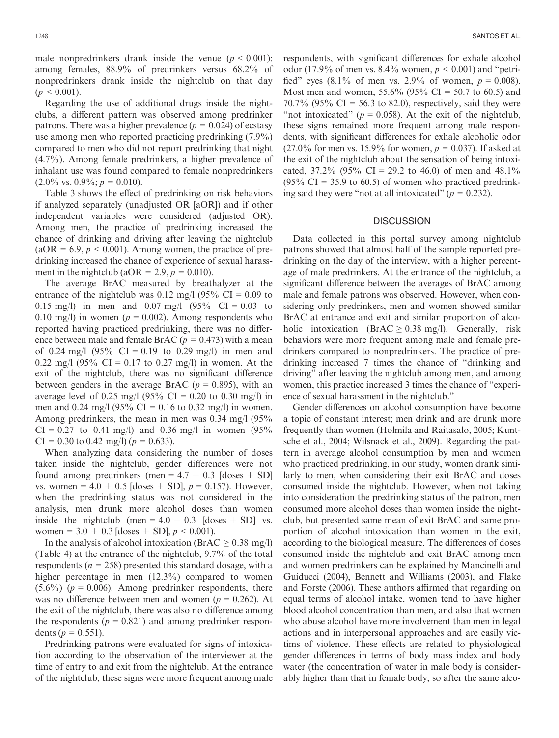male nonpredrinkers drank inside the venue ($p < 0.001$); among females, 88.9% of predrinkers versus 68.2% of nonpredrinkers drank inside the nightclub on that day ($p < 0.001$).

Regarding the use of additional drugs inside the nightclubs, a different pattern was observed among predrinker patrons. There was a higher prevalence ($p = 0.024$) of ecstasy use among men who reported practicing predrinking (7.9%) compared to men who did not report predrinking that night (4.7%). Among female predrinkers, a higher prevalence of inhalant use was found compared to female nonpredrinkers (2.0% vs. 0.9%; $p = 0.010$).

Table 3 shows the effect of predrinking on risk behaviors if analyzed separately (unadjusted OR [aOR]) and if other independent variables were considered (adjusted OR). Among men, the practice of predrinking increased the chance of drinking and driving after leaving the nightclub (aOR = 6.9, $p < 0.001$). Among women, the practice of predrinking increased the chance of experience of sexual harassment in the nightclub (aOR = 2.9, $p = 0.010$).

The average BrAC measured by breathalyzer at the entrance of the nightclub was 0.12 mg/l (95% CI = 0.09 to 0.15 mg/l) in men and 0.07 mg/l (95% CI = 0.03 to 0.10 mg/l) in women ($p = 0.002$). Among respondents who reported having practiced predrinking, there was no difference between male and female BrAC ($p = 0.473$) with a mean of 0.24 mg/l (95% CI = 0.19 to 0.29 mg/l) in men and 0.22 mg/l (95% CI = 0.17 to 0.27 mg/l) in women. At the exit of the nightclub, there was no significant difference between genders in the average BrAC ($p = 0.895$), with an average level of 0.25 mg/l (95% CI = 0.20 to 0.30 mg/l) in men and 0.24 mg/l (95% CI = 0.16 to 0.32 mg/l) in women. Among predrinkers, the mean in men was 0.34 mg/l (95% CI = 0.27 to 0.41 mg/l) and 0.36 mg/l in women (95% CI = 0.30 to 0.42 mg/l) ($p = 0.633$).

When analyzing data considering the number of doses taken inside the nightclub, gender differences were not found among predrinkers (men = 4.7 ± 0.3 [doses ± SD] vs. women = 4.0 ± 0.5 [doses ± SD], $p = 0.157$). However, when the predrinking status was not considered in the analysis, men drunk more alcohol doses than women inside the nightclub (men = 4.0 ± 0.3 [doses ± SD] vs. women = 3.0 ± 0.3 [doses ± SD], $p < 0.001$).

In the analysis of alcohol intoxication (BrAC ≥ 0.38 mg/l) (Table 4) at the entrance of the nightclub, 9.7% of the total respondents ($n = 258$) presented this standard dosage, with a higher percentage in men (12.3%) compared to women (5.6%) ($p = 0.006$). Among predrinker respondents, there was no difference between men and women ($p = 0.262$). At the exit of the nightclub, there was also no difference among the respondents ($p = 0.821$) and among predrinker respondents ($p = 0.551$).

Predrinking patrons were evaluated for signs of intoxication according to the observation of the interviewer at the time of entry to and exit from the nightclub. At the entrance of the nightclub, these signs were more frequent among male respondents, with significant differences for exhale alcohol odor (17.9% of men vs. 8.4% women, $p < 0.001$) and "petrified" eyes (8.1% of men vs. 2.9% of women, $p = 0.008$). Most men and women, 55.6% (95% CI = 50.7 to 60.5) and 70.7% (95% CI = 56.3 to 82.0), respectively, said they were "not intoxicated" ($p = 0.058$). At the exit of the nightclub, these signs remained more frequent among male respondents, with significant differences for exhale alcoholic odor (27.0% for men vs. 15.9% for women, $p = 0.037$). If asked at the exit of the nightclub about the sensation of being intoxicated, 37.2% (95% CI = 29.2 to 46.0) of men and 48.1% (95% CI = 35.9 to 60.5) of women who practiced predrinking said they were "not at all intoxicated" ($p = 0.232$).

## DISCUSSION

Data collected in this portal survey among nightclub patrons showed that almost half of the sample reported predrinking on the day of the interview, with a higher percentage of male predrinkers. At the entrance of the nightclub, a significant difference between the averages of BrAC among male and female patrons was observed. However, when considering only predrinkers, men and women showed similar BrAC at entrance and exit and similar proportion of alcoholic intoxication (BrAC ≥ 0.38 mg/l). Generally, risk behaviors were more frequent among male and female predrinkers compared to nonpredrinkers. The practice of predrinking increased 7 times the chance of "drinking and driving" after leaving the nightclub among men, and among women, this practice increased 3 times the chance of "experience of sexual harassment in the nightclub."

Gender differences on alcohol consumption have become a topic of constant interest; men drink and are drunk more frequently than women (Holmila and Raitasalo, 2005; Kuntsche et al., 2004; Wilsnack et al., 2009). Regarding the pattern in average alcohol consumption by men and women who practiced predrinking, in our study, women drank similarly to men, when considering their exit BrAC and doses consumed inside the nightclub. However, when not taking into consideration the predrinking status of the patron, men consumed more alcohol doses than women inside the nightclub, but presented same mean of exit BrAC and same proportion of alcohol intoxication than women in the exit, according to the biological measure. The differences of doses consumed inside the nightclub and exit BrAC among men and women predrinkers can be explained by Mancinelli and Guiducci (2004), Bennett and Williams (2003), and Flake and Forste (2006). These authors affirmed that regarding on equal terms of alcohol intake, women tend to have higher blood alcohol concentration than men, and also that women who abuse alcohol have more involvement than men in legal actions and in interpersonal approaches and are easily victims of violence. These effects are related to physiological gender differences in terms of body mass index and body water (the concentration of water in male body is considerably higher than that in female body, so after the same alco-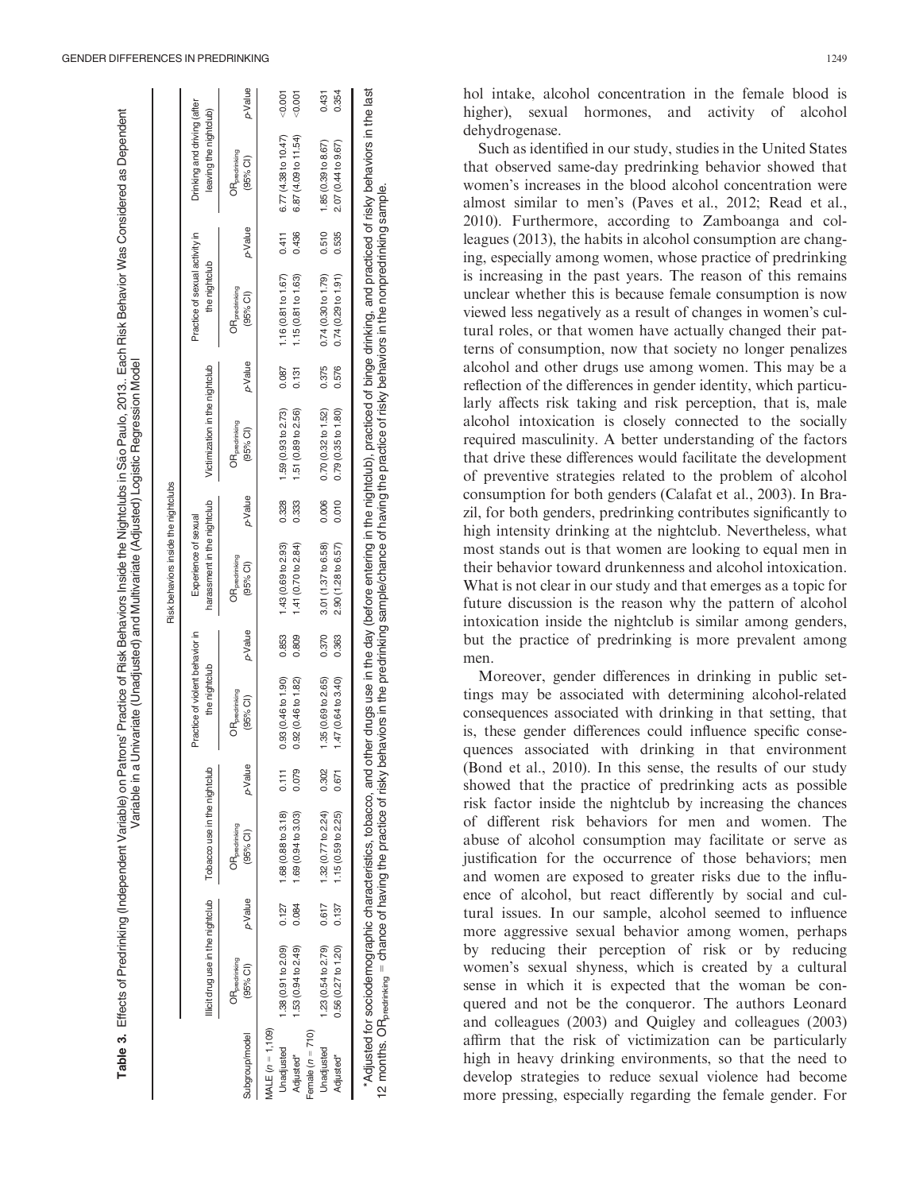**Table 3.** Effects of Predrinking (Independent Variable) on Patrons' Practice of Risk Behaviors Inside the Nightclubs in São Paulo, 2013. Each Risk Behavior Was Considered as Dependent Variable in a Univariate (Unadjusted) and Multivariate (Adjusted) Logistic Regression Model

| | Risk behaviors inside the nightclubs | | | | | | | | | | | | | | | |
|---|---|---|---|---|---|---|---|---|---|---|---|---|---|---|---|---|
| | Illicit drug use in the nightclub | | Tobacco use in the nightclub | | Practice of violent behavior in the nightclub | | Experience of sexual harassment in the nightclub | | Victimization in the nightclub | | Practice of sexual activity in the nightclub | | Drinking and driving (after leaving the nightclub) | |
| Subgroup/model | $OR_{predrinking}$ (95% CI) | $p$-Value | $OR_{predrinking}$ (95% CI) | $p$-Value | $OR_{predrinking}$ (95% CI) | $p$-Value | $OR_{predrinking}$ (95% CI) | $p$-Value | $OR_{predrinking}$ (95% CI) | $p$-Value | $OR_{predrinking}$ (95% CI) | $p$-Value | $OR_{predrinking}$ (95% CI) | $p$-Value |
| MALE ($n$ = 1,109) | | | | | | | | | | | | | | |
| Unadjusted | 1.38 (0.91 to 2.09) | 0.127 | 1.68 (0.88 to 3.18) | 0.111 | 0.93 (0.46 to 1.90) | 0.853 | 1.43 (0.69 to 2.93) | 0.328 | 1.59 (0.93 to 2.73) | 0.087 | 1.16 (0.81 to 1.67) | 0.411 | 6.77 (4.38 to 10.47) | <0.001 |
| Adjusted* | 1.53 (0.94 to 2.49) | 0.084 | 1.69 (0.94 to 3.03) | 0.079 | 0.92 (0.46 to 1.82) | 0.809 | 1.41 (0.70 to 2.84) | 0.333 | 1.51 (0.89 to 2.56) | 0.131 | 1.15 (0.81 to 1.63) | 0.436 | 6.87 (4.09 to 11.54) | <0.001 |
| Female ($n$ = 710) | | | | | | | | | | | | | | |
| Unadjusted | 1.23 (0.54 to 2.79) | 0.617 | 1.32 (0.77 to 2.24) | 0.302 | 1.35 (0.69 to 2.65) | 0.370 | 3.01 (1.37 to 6.58) | 0.006 | 0.70 (0.32 to 1.52) | 0.375 | 0.74 (0.30 to 1.79) | 0.510 | 1.85 (0.39 to 8.67) | 0.431 |
| Adjusted* | 0.56 (0.27 to 1.20) | 0.137 | 1.15 (0.59 to 2.25) | 0.671 | 1.47 (0.64 to 3.40) | 0.363 | 2.90 (1.28 to 6.57) | 0.010 | 0.79 (0.35 to 1.80) | 0.576 | 0.74 (0.29 to 1.91) | 0.535 | 2.07 (0.44 to 9.67) | 0.354 |

*Adjusted for sociodemographic characteristics, tobacco, and other drugs use in the day (before entering in the nightclub), practiced of binge drinking, and practiced of risky behaviors in the last 12 months. $OR_{predrinking}$ = chance of having the practice of risky behaviors in the predrinking sample/chance of having the practice of risky behaviors in the nonpredrinking sample.

hol intake, alcohol concentration in the female blood is higher), sexual hormones, and activity of alcohol dehydrogenase.

Such as identified in our study, studies in the United States that observed same-day predrinking behavior showed that women's increases in the blood alcohol concentration were almost similar to men's (Paves et al., 2012; Read et al., 2010). Furthermore, according to Zamboanga and colleagues (2013), the habits in alcohol consumption are changing, especially among women, whose practice of predrinking is increasing in the past years. The reason of this remains unclear whether this is because female consumption is now viewed less negatively as a result of changes in women's cultural roles, or that women have actually changed their patterns of consumption, now that society no longer penalizes alcohol and other drugs use among women. This may be a reflection of the differences in gender identity, which particularly affects risk taking and risk perception, that is, male alcohol intoxication is closely connected to the socially required masculinity. A better understanding of the factors that drive these differences would facilitate the development of preventive strategies related to the problem of alcohol consumption for both genders (Calafat et al., 2003). In Brazil, for both genders, predrinking contributes significantly to high intensity drinking at the nightclub. Nevertheless, what most stands out is that women are looking to equal men in their behavior toward drunkenness and alcohol intoxication. What is not clear in our study and that emerges as a topic for future discussion is the reason why the pattern of alcohol intoxication inside the nightclub is similar among genders, but the practice of predrinking is more prevalent among men.

Moreover, gender differences in drinking in public settings may be associated with determining alcohol-related consequences associated with drinking in that setting, that is, these gender differences could influence specific consequences associated with drinking in that environment (Bond et al., 2010). In this sense, the results of our study showed that the practice of predrinking acts as possible risk factor inside the nightclub by increasing the chances of different risk behaviors for men and women. The abuse of alcohol consumption may facilitate or serve as justification for the occurrence of those behaviors; men and women are exposed to greater risks due to the influence of alcohol, but react differently by social and cultural issues. In our sample, alcohol seemed to influence more aggressive sexual behavior among women, perhaps by reducing their perception of risk or by reducing women's sexual shyness, which is created by a cultural sense in which it is expected that the woman be conquered and not be the conqueror. The authors Leonard and colleagues (2003) and Quigley and colleagues (2003) affirm that the risk of victimization can be particularly high in heavy drinking environments, so that the need to develop strategies to reduce sexual violence had become more pressing, especially regarding the female gender. For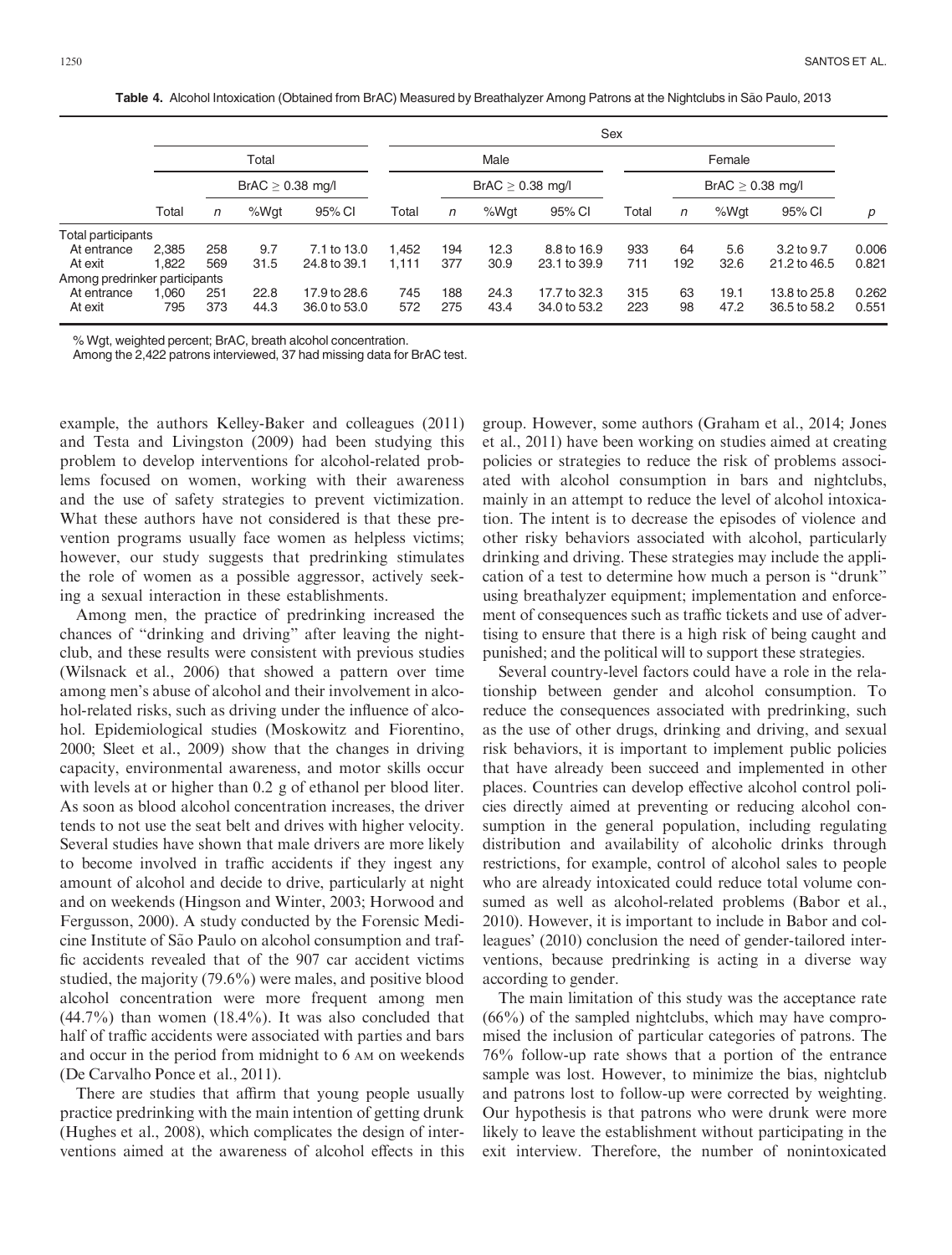**Table 4.** Alcohol Intoxication (Obtained from BrAC) Measured by Breathalyzer Among Patrons at the Nightclubs in São Paulo, 2013

| | Total | | | | Sex | | | | | | | | |
|---|---|---|---|---|---|---|---|---|---|---|---|---|---|
| | | | | | Male | | | | Female | | | | |
| | | BrAC ≥ 0.38 mg/l | | | | BrAC ≥ 0.38 mg/l | | | | BrAC ≥ 0.38 mg/l | | | |
| | Total | *n* | %Wgt | 95% CI | Total | *n* | %Wgt | 95% CI | Total | *n* | %Wgt | 95% CI | *p* |
| Total participants | | | | | | | | | | | | | |
| At entrance | 2,385 | 258 | 9.7 | 7.1 to 13.0 | 1,452 | 194 | 12.3 | 8.8 to 16.9 | 933 | 64 | 5.6 | 3.2 to 9.7 | 0.006 |
| At exit | 1,822 | 569 | 31.5 | 24.8 to 39.1 | 1,111 | 377 | 30.9 | 23.1 to 39.9 | 711 | 192 | 32.6 | 21.2 to 46.5 | 0.821 |
| Among predrinker participants | | | | | | | | | | | | | |
| At entrance | 1,060 | 251 | 22.8 | 17.9 to 28.6 | 745 | 188 | 24.3 | 17.7 to 32.3 | 315 | 63 | 19.1 | 13.8 to 25.8 | 0.262 |
| At exit | 795 | 373 | 44.3 | 36.0 to 53.0 | 572 | 275 | 43.4 | 34.0 to 53.2 | 223 | 98 | 47.2 | 36.5 to 58.2 | 0.551 |

% Wgt, weighted percent; BrAC, breath alcohol concentration.
Among the 2,422 patrons interviewed, 37 had missing data for BrAC test.

example, the authors Kelley-Baker and colleagues (2011) and Testa and Livingston (2009) had been studying this problem to develop interventions for alcohol-related problems focused on women, working with their awareness and the use of safety strategies to prevent victimization. What these authors have not considered is that these prevention programs usually face women as helpless victims; however, our study suggests that predrinking stimulates the role of women as a possible aggressor, actively seeking a sexual interaction in these establishments.

Among men, the practice of predrinking increased the chances of "drinking and driving" after leaving the nightclub, and these results were consistent with previous studies (Wilsnack et al., 2006) that showed a pattern over time among men's abuse of alcohol and their involvement in alcohol-related risks, such as driving under the influence of alcohol. Epidemiological studies (Moskowitz and Fiorentino, 2000; Sleet et al., 2009) show that the changes in driving capacity, environmental awareness, and motor skills occur with levels at or higher than 0.2 g of ethanol per blood liter. As soon as blood alcohol concentration increases, the driver tends to not use the seat belt and drives with higher velocity. Several studies have shown that male drivers are more likely to become involved in traffic accidents if they ingest any amount of alcohol and decide to drive, particularly at night and on weekends (Hingson and Winter, 2003; Horwood and Fergusson, 2000). A study conducted by the Forensic Medicine Institute of São Paulo on alcohol consumption and traffic accidents revealed that of the 907 car accident victims studied, the majority (79.6%) were males, and positive blood alcohol concentration were more frequent among men (44.7%) than women (18.4%). It was also concluded that half of traffic accidents were associated with parties and bars and occur in the period from midnight to 6 AM on weekends (De Carvalho Ponce et al., 2011).

There are studies that affirm that young people usually practice predrinking with the main intention of getting drunk (Hughes et al., 2008), which complicates the design of interventions aimed at the awareness of alcohol effects in this group. However, some authors (Graham et al., 2014; Jones et al., 2011) have been working on studies aimed at creating policies or strategies to reduce the risk of problems associated with alcohol consumption in bars and nightclubs, mainly in an attempt to reduce the level of alcohol intoxication. The intent is to decrease the episodes of violence and other risky behaviors associated with alcohol, particularly drinking and driving. These strategies may include the application of a test to determine how much a person is "drunk" using breathalyzer equipment; implementation and enforcement of consequences such as traffic tickets and use of advertising to ensure that there is a high risk of being caught and punished; and the political will to support these strategies.

Several country-level factors could have a role in the relationship between gender and alcohol consumption. To reduce the consequences associated with predrinking, such as the use of other drugs, drinking and driving, and sexual risk behaviors, it is important to implement public policies that have already been succeed and implemented in other places. Countries can develop effective alcohol control policies directly aimed at preventing or reducing alcohol consumption in the general population, including regulating distribution and availability of alcoholic drinks through restrictions, for example, control of alcohol sales to people who are already intoxicated could reduce total volume consumed as well as alcohol-related problems (Babor et al., 2010). However, it is important to include in Babor and colleagues' (2010) conclusion the need of gender-tailored interventions, because predrinking is acting in a diverse way according to gender.

The main limitation of this study was the acceptance rate (66%) of the sampled nightclubs, which may have compromised the inclusion of particular categories of patrons. The 76% follow-up rate shows that a portion of the entrance sample was lost. However, to minimize the bias, nightclub and patrons lost to follow-up were corrected by weighting. Our hypothesis is that patrons who were drunk were more likely to leave the establishment without participating in the exit interview. Therefore, the number of nonintoxicated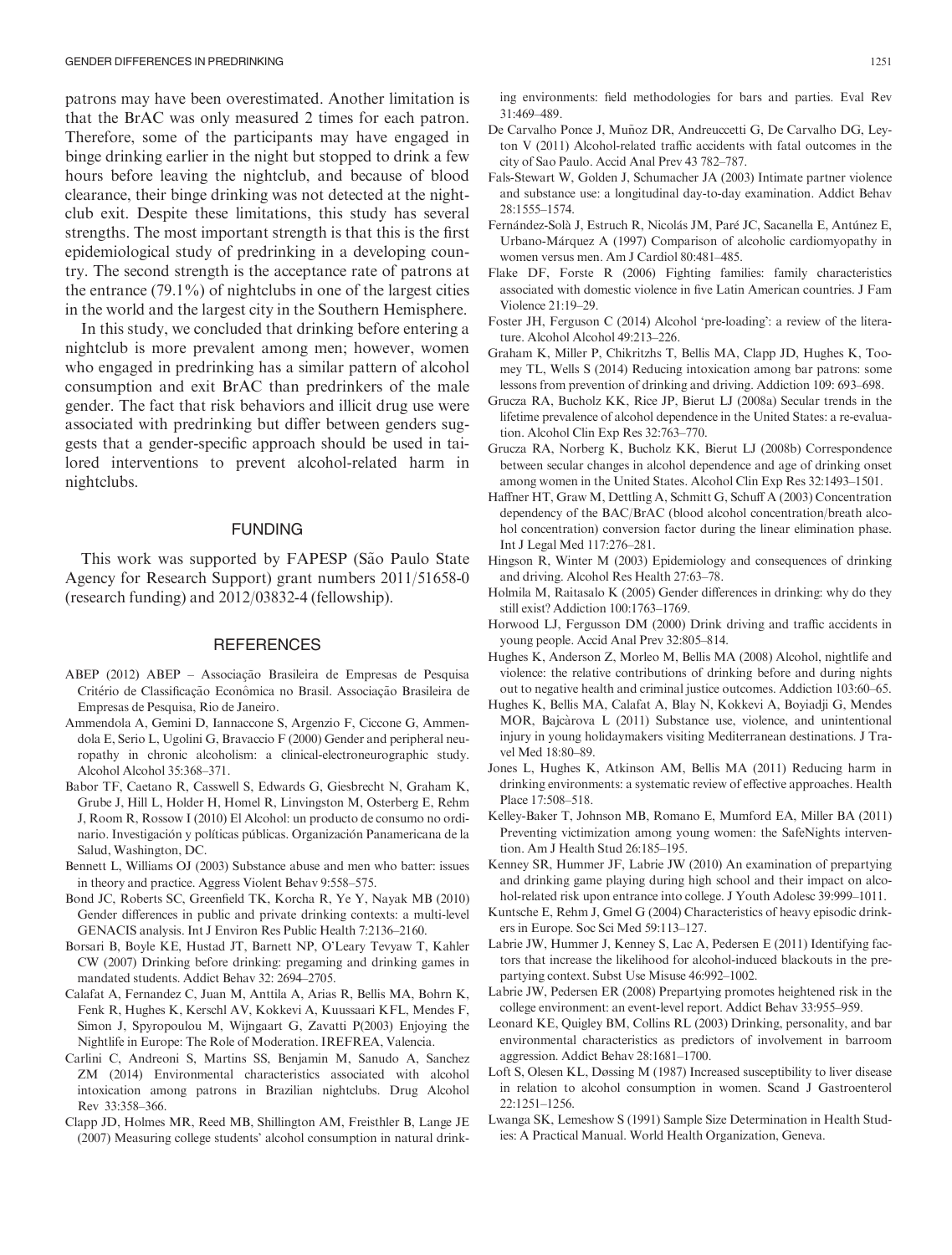patrons may have been overestimated. Another limitation is that the BrAC was only measured 2 times for each patron. Therefore, some of the participants may have engaged in binge drinking earlier in the night but stopped to drink a few hours before leaving the nightclub, and because of blood clearance, their binge drinking was not detected at the nightclub exit. Despite these limitations, this study has several strengths. The most important strength is that this is the first epidemiological study of predrinking in a developing country. The second strength is the acceptance rate of patrons at the entrance (79.1%) of nightclubs in one of the largest cities in the world and the largest city in the Southern Hemisphere.

In this study, we concluded that drinking before entering a nightclub is more prevalent among men; however, women who engaged in predrinking has a similar pattern of alcohol consumption and exit BrAC than predrinkers of the male gender. The fact that risk behaviors and illicit drug use were associated with predrinking but differ between genders suggests that a gender-specific approach should be used in tailored interventions to prevent alcohol-related harm in nightclubs.

## FUNDING

This work was supported by FAPESP (São Paulo State Agency for Research Support) grant numbers 2011/51658-0 (research funding) and 2012/03832-4 (fellowship).

## REFERENCES

ABEP (2012) ABEP – Associação Brasileira de Empresas de Pesquisa Critério de Classificação Econômica no Brasil. Associação Brasileira de Empresas de Pesquisa, Rio de Janeiro.

Ammendola A, Gemini D, Iannaccone S, Argenzio F, Ciccone G, Ammendola E, Serio L, Ugolini G, Bravaccio F (2000) Gender and peripheral neuropathy in chronic alcoholism: a clinical-electroneurographic study. Alcohol Alcohol 35:368–371.

Babor TF, Caetano R, Casswell S, Edwards G, Giesbrecht N, Graham K, Grube J, Hill L, Holder H, Homel R, Livingston M, Osterberg E, Rehm J, Room R, Rossow I (2010) El Alcohol: un producto de consumo no ordinario. Investigación y políticas públicas. Organización Panamericana de la Salud, Washington, DC.

Bennett L, Williams OJ (2003) Substance abuse and men who batter: issues in theory and practice. Aggress Violent Behav 9:558–575.

Bond JC, Roberts SC, Greenfield TK, Korcha R, Ye Y, Nayak MB (2010) Gender differences in public and private drinking contexts: a multi-level GENACIS analysis. Int J Environ Res Public Health 7:2136–2160.

Borsari B, Boyle KE, Hustad JT, Barnett NP, O'Leary Tevyaw T, Kahler CW (2007) Drinking before drinking: pregaming and drinking games in mandated students. Addict Behav 32: 2694–2705.

Calafat A, Fernandez C, Juan M, Anttila A, Arias R, Bellis MA, Bohrn K, Fenk R, Hughes K, Kerschl AV, Kokkevi A, Kuussaari KFL, Mendes F, Simon J, Spyropoulou M, Wijngaart G, Zavatti P(2003) Enjoying the Nightlife in Europe: The Role of Moderation. IREFREA, Valencia.

Carlini C, Andreoni S, Martins SS, Benjamin M, Sanudo A, Sanchez ZM (2014) Environmental characteristics associated with alcohol intoxication among patrons in Brazilian nightclubs. Drug Alcohol Rev 33:358–366.

Clapp JD, Holmes MR, Reed MB, Shillington AM, Freisthler B, Lange JE (2007) Measuring college students' alcohol consumption in natural drinking environments: field methodologies for bars and parties. Eval Rev 31:469–489.

De Carvalho Ponce J, Muñoz DR, Andreuccetti G, De Carvalho DG, Leyton V (2011) Alcohol-related traffic accidents with fatal outcomes in the city of Sao Paulo. Accid Anal Prev 43 782–787.

Fals-Stewart W, Golden J, Schumacher JA (2003) Intimate partner violence and substance use: a longitudinal day-to-day examination. Addict Behav 28:1555–1574.

Fernández-Solà J, Estruch R, Nicolás JM, Paré JC, Sacanella E, Antúnez E, Urbano-Márquez A (1997) Comparison of alcoholic cardiomyopathy in women versus men. Am J Cardiol 80:481–485.

Flake DF, Forste R (2006) Fighting families: family characteristics associated with domestic violence in five Latin American countries. J Fam Violence 21:19–29.

Foster JH, Ferguson C (2014) Alcohol 'pre-loading': a review of the literature. Alcohol Alcohol 49:213–226.

Graham K, Miller P, Chikritzhs T, Bellis MA, Clapp JD, Hughes K, Toomey TL, Wells S (2014) Reducing intoxication among bar patrons: some lessons from prevention of drinking and driving. Addiction 109: 693–698.

Grucza RA, Bucholz KK, Rice JP, Bierut LJ (2008a) Secular trends in the lifetime prevalence of alcohol dependence in the United States: a re-evaluation. Alcohol Clin Exp Res 32:763–770.

Grucza RA, Norberg K, Bucholz KK, Bierut LJ (2008b) Correspondence between secular changes in alcohol dependence and age of drinking onset among women in the United States. Alcohol Clin Exp Res 32:1493–1501.

Haffner HT, Graw M, Dettling A, Schmitt G, Schuff A (2003) Concentration dependency of the BAC/BrAC (blood alcohol concentration/breath alcohol concentration) conversion factor during the linear elimination phase. Int J Legal Med 117:276–281.

Hingson R, Winter M (2003) Epidemiology and consequences of drinking and driving. Alcohol Res Health 27:63–78.

Holmila M, Raitasalo K (2005) Gender differences in drinking: why do they still exist? Addiction 100:1763–1769.

Horwood LJ, Fergusson DM (2000) Drink driving and traffic accidents in young people. Accid Anal Prev 32:805–814.

Hughes K, Anderson Z, Morleo M, Bellis MA (2008) Alcohol, nightlife and violence: the relative contributions of drinking before and during nights out to negative health and criminal justice outcomes. Addiction 103:60–65.

Hughes K, Bellis MA, Calafat A, Blay N, Kokkevi A, Boyiadji G, Mendes MOR, Bajcàrova L (2011) Substance use, violence, and unintentional injury in young holidaymakers visiting Mediterranean destinations. J Travel Med 18:80–89.

Jones L, Hughes K, Atkinson AM, Bellis MA (2011) Reducing harm in drinking environments: a systematic review of effective approaches. Health Place 17:508–518.

Kelley-Baker T, Johnson MB, Romano E, Mumford EA, Miller BA (2011) Preventing victimization among young women: the SafeNights intervention. Am J Health Stud 26:185–195.

Kenney SR, Hummer JF, Labrie JW (2010) An examination of prepartying and drinking game playing during high school and their impact on alcohol-related risk upon entrance into college. J Youth Adolesc 39:999–1011.

Kuntsche E, Rehm J, Gmel G (2004) Characteristics of heavy episodic drinkers in Europe. Soc Sci Med 59:113–127.

Labrie JW, Hummer J, Kenney S, Lac A, Pedersen E (2011) Identifying factors that increase the likelihood for alcohol-induced blackouts in the prepartying context. Subst Use Misuse 46:992–1002.

Labrie JW, Pedersen ER (2008) Prepartying promotes heightened risk in the college environment: an event-level report. Addict Behav 33:955–959.

Leonard KE, Quigley BM, Collins RL (2003) Drinking, personality, and bar environmental characteristics as predictors of involvement in barroom aggression. Addict Behav 28:1681–1700.

Loft S, Olesen KL, Døssing M (1987) Increased susceptibility to liver disease in relation to alcohol consumption in women. Scand J Gastroenterol 22:1251–1256.

Lwanga SK, Lemeshow S (1991) Sample Size Determination in Health Studies: A Practical Manual. World Health Organization, Geneva.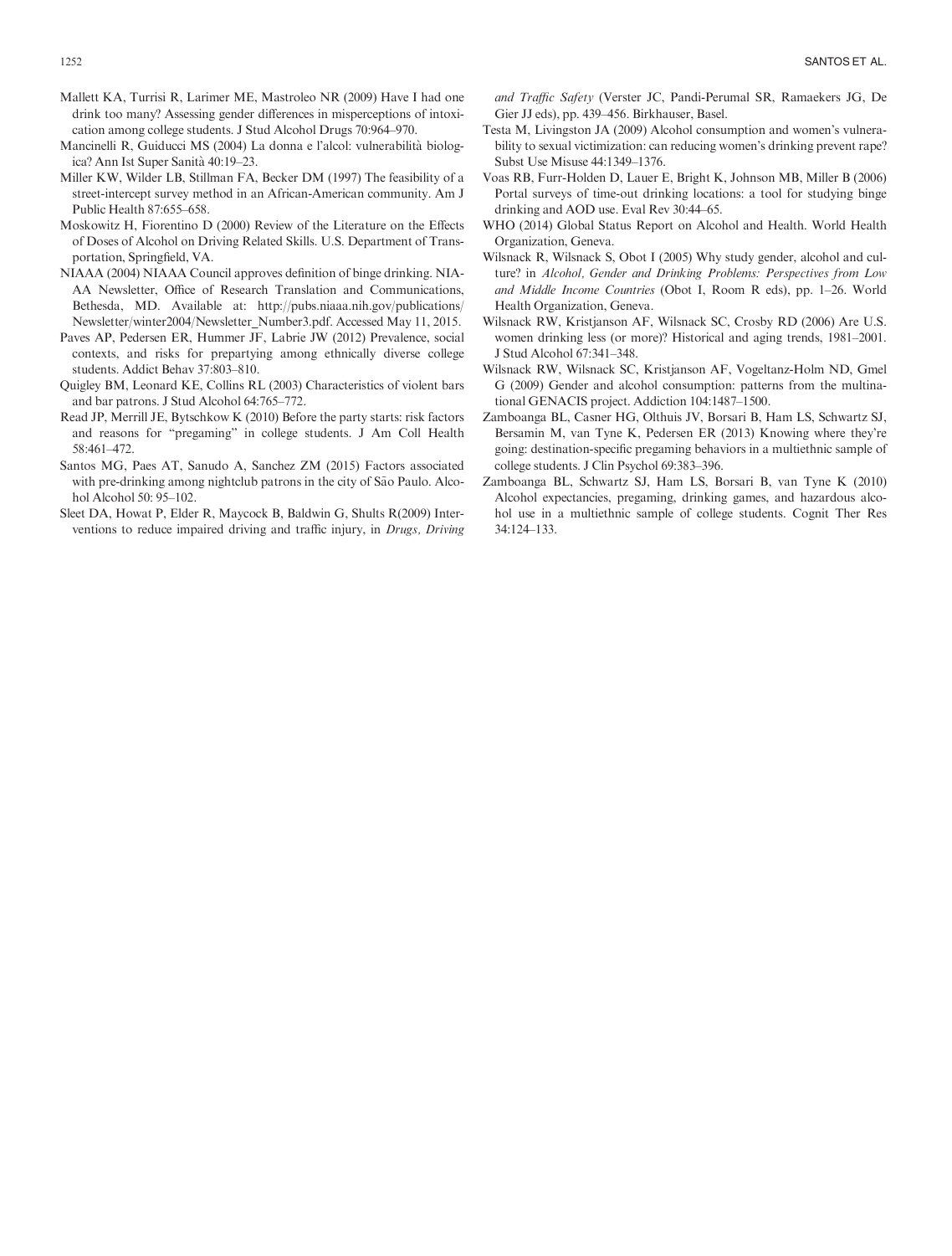Mallett KA, Turrisi R, Larimer ME, Mastroleo NR (2009) Have I had one drink too many? Assessing gender differences in misperceptions of intoxication among college students. J Stud Alcohol Drugs 70:964–970.

Mancinelli R, Guiducci MS (2004) La donna e l'alcol: vulnerabilità biologica? Ann Ist Super Sanità 40:19–23.

Miller KW, Wilder LB, Stillman FA, Becker DM (1997) The feasibility of a street-intercept survey method in an African-American community. Am J Public Health 87:655–658.

Moskowitz H, Fiorentino D (2000) Review of the Literature on the Effects of Doses of Alcohol on Driving Related Skills. U.S. Department of Transportation, Springfield, VA.

NIAAA (2004) NIAAA Council approves definition of binge drinking. NIAAA Newsletter, Office of Research Translation and Communications, Bethesda, MD. Available at: http://pubs.niaaa.nih.gov/publications/Newsletter/winter2004/Newsletter_Number3.pdf. Accessed May 11, 2015.

Paves AP, Pedersen ER, Hummer JF, Labrie JW (2012) Prevalence, social contexts, and risks for prepartying among ethnically diverse college students. Addict Behav 37:803–810.

Quigley BM, Leonard KE, Collins RL (2003) Characteristics of violent bars and bar patrons. J Stud Alcohol 64:765–772.

Read JP, Merrill JE, Bytschkow K (2010) Before the party starts: risk factors and reasons for "pregaming" in college students. J Am Coll Health 58:461–472.

Santos MG, Paes AT, Sanudo A, Sanchez ZM (2015) Factors associated with pre-drinking among nightclub patrons in the city of São Paulo. Alcohol Alcohol 50: 95–102.

Sleet DA, Howat P, Elder R, Maycock B, Baldwin G, Shults R(2009) Interventions to reduce impaired driving and traffic injury, in *Drugs, Driving and Traffic Safety* (Verster JC, Pandi-Perumal SR, Ramaekers JG, De Gier JJ eds), pp. 439–456. Birkhauser, Basel.

Testa M, Livingston JA (2009) Alcohol consumption and women's vulnerability to sexual victimization: can reducing women's drinking prevent rape? Subst Use Misuse 44:1349–1376.

Voas RB, Furr-Holden D, Lauer E, Bright K, Johnson MB, Miller B (2006) Portal surveys of time-out drinking locations: a tool for studying binge drinking and AOD use. Eval Rev 30:44–65.

WHO (2014) Global Status Report on Alcohol and Health. World Health Organization, Geneva.

Wilsnack R, Wilsnack S, Obot I (2005) Why study gender, alcohol and culture? in *Alcohol, Gender and Drinking Problems: Perspectives from Low and Middle Income Countries* (Obot I, Room R eds), pp. 1–26. World Health Organization, Geneva.

Wilsnack RW, Kristjanson AF, Wilsnack SC, Crosby RD (2006) Are U.S. women drinking less (or more)? Historical and aging trends, 1981–2001. J Stud Alcohol 67:341–348.

Wilsnack RW, Wilsnack SC, Kristjanson AF, Vogeltanz-Holm ND, Gmel G (2009) Gender and alcohol consumption: patterns from the multinational GENACIS project. Addiction 104:1487–1500.

Zamboanga BL, Casner HG, Olthuis JV, Borsari B, Ham LS, Schwartz SJ, Bersamin M, van Tyne K, Pedersen ER (2013) Knowing where they're going: destination-specific pregaming behaviors in a multiethnic sample of college students. J Clin Psychol 69:383–396.

Zamboanga BL, Schwartz SJ, Ham LS, Borsari B, van Tyne K (2010) Alcohol expectancies, pregaming, drinking games, and hazardous alcohol use in a multiethnic sample of college students. Cognit Ther Res 34:124–133.